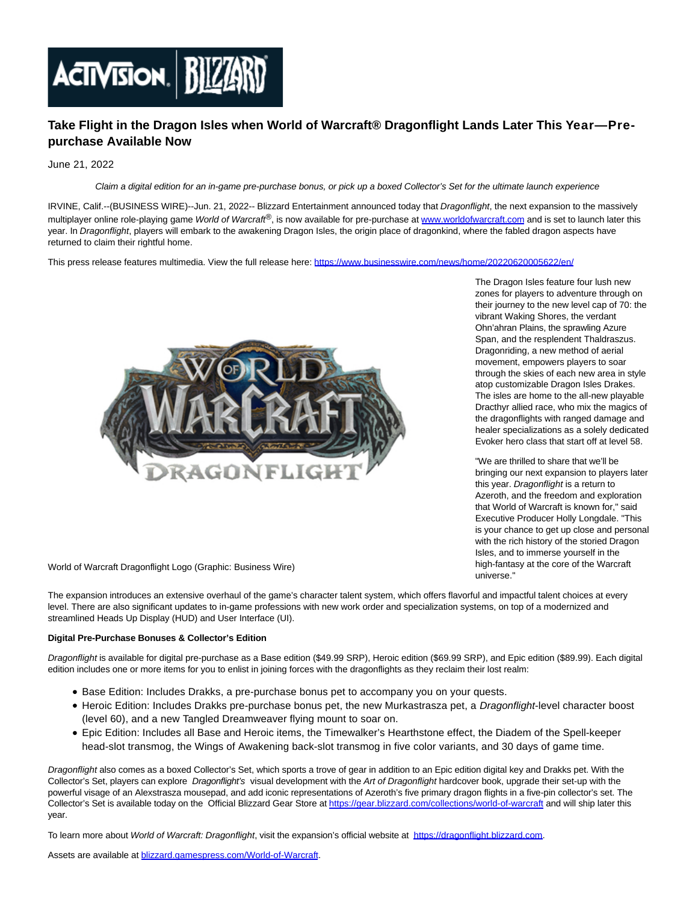# Take Flight in the Dragon Isles when World of Warcraft® Dragonflight Lands Later This Year—Pre-purchase Available Now

June 21, 2022

*Claim a digital edition for an in-game pre-purchase bonus, or pick up a boxed Collector's Set for the ultimate launch experience*

IRVINE, Calif.--(BUSINESS WIRE)--Jun. 21, 2022-- Blizzard Entertainment announced today that *Dragonflight*, the next expansion to the massively multiplayer online role-playing game *World of Warcraft*®, is now available for pre-purchase at www.worldofwarcraft.com and is set to launch later this year. In *Dragonflight*, players will embark to the awakening Dragon Isles, the origin place of dragonkind, where the fabled dragon aspects have returned to claim their rightful home.

This press release features multimedia. View the full release here: https://www.businesswire.com/news/home/20220620005622/en/

World of Warcraft Dragonflight Logo (Graphic: Business Wire)

The Dragon Isles feature four lush new zones for players to adventure through on their journey to the new level cap of 70: the vibrant Waking Shores, the verdant Ohn'ahran Plains, the sprawling Azure Span, and the resplendent Thaldraszus. Dragonriding, a new method of aerial movement, empowers players to soar through the skies of each new area in style atop customizable Dragon Isles Drakes. The isles are home to the all-new playable Dracthyr allied race, who mix the magics of the dragonflights with ranged damage and healer specializations as a solely dedicated Evoker hero class that start off at level 58.

"We are thrilled to share that we'll be bringing our next expansion to players later this year. *Dragonflight* is a return to Azeroth, and the freedom and exploration that World of Warcraft is known for," said Executive Producer Holly Longdale. "This is your chance to get up close and personal with the rich history of the storied Dragon Isles, and to immerse yourself in the high-fantasy at the core of the Warcraft universe."

The expansion introduces an extensive overhaul of the game's character talent system, which offers flavorful and impactful talent choices at every level. There are also significant updates to in-game professions with new work order and specialization systems, on top of a modernized and streamlined Heads Up Display (HUD) and User Interface (UI).

**Digital Pre-Purchase Bonuses & Collector's Edition**

*Dragonflight* is available for digital pre-purchase as a Base edition ($49.99 SRP), Heroic edition ($69.99 SRP), and Epic edition ($89.99). Each digital edition includes one or more items for you to enlist in joining forces with the dragonflights as they reclaim their lost realm:

- Base Edition: Includes Drakks, a pre-purchase bonus pet to accompany you on your quests.
- Heroic Edition: Includes Drakks pre-purchase bonus pet, the new Murkastrasza pet, a *Dragonflight*-level character boost (level 60), and a new Tangled Dreamweaver flying mount to soar on.
- Epic Edition: Includes all Base and Heroic items, the Timewalker's Hearthstone effect, the Diadem of the Spell-keeper head-slot transmog, the Wings of Awakening back-slot transmog in five color variants, and 30 days of game time.

*Dragonflight* also comes as a boxed Collector's Set, which sports a trove of gear in addition to an Epic edition digital key and Drakks pet. With the Collector's Set, players can explore *Dragonflight's* visual development with the *Art of Dragonflight* hardcover book, upgrade their set-up with the powerful visage of an Alexstrasza mousepad, and add iconic representations of Azeroth's five primary dragon flights in a five-pin collector's set. The Collector's Set is available today on the Official Blizzard Gear Store at https://gear.blizzard.com/collections/world-of-warcraft and will ship later this year.

To learn more about *World of Warcraft: Dragonflight*, visit the expansion's official website at https://dragonflight.blizzard.com.

Assets are available at blizzard.gamespress.com/World-of-Warcraft.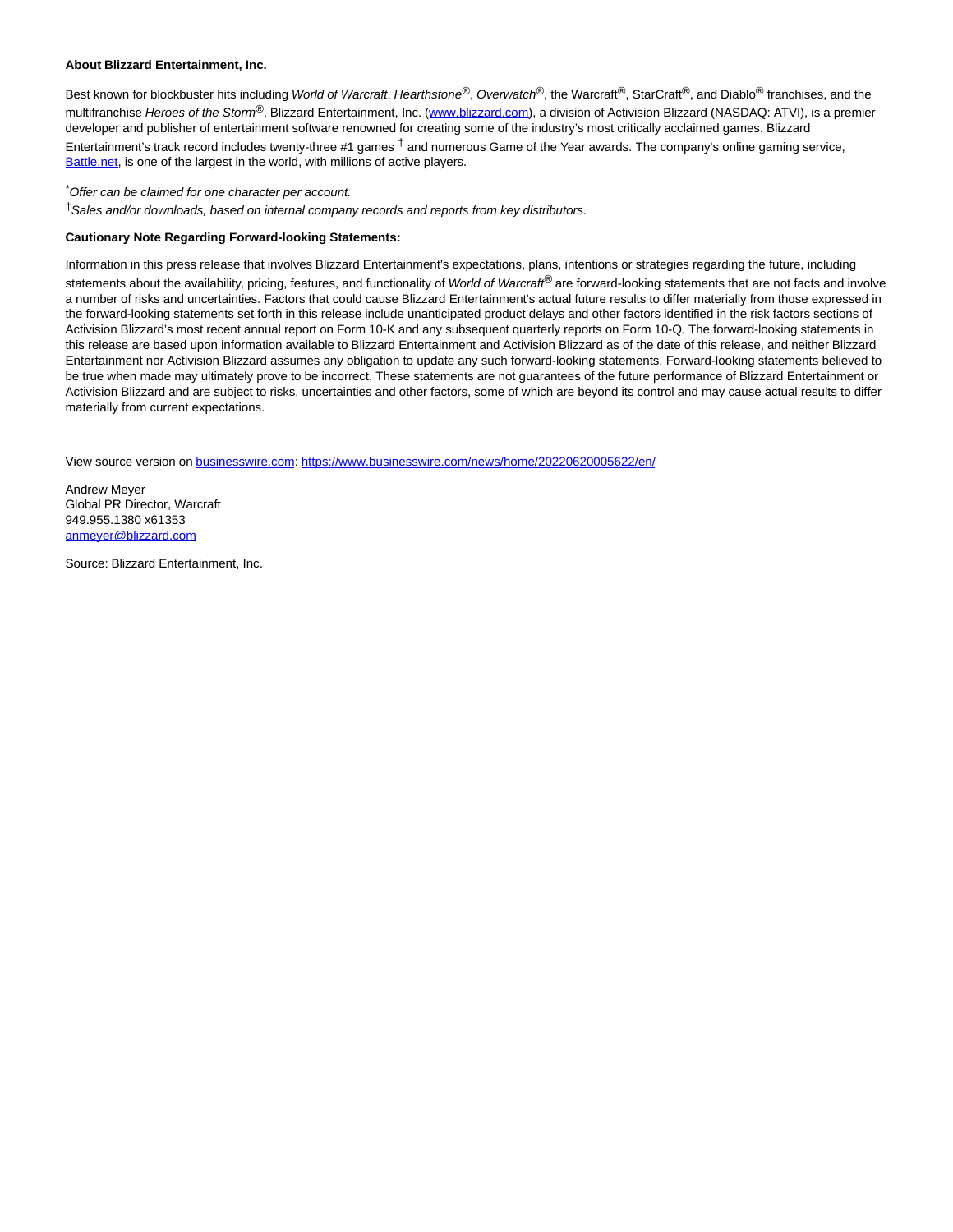**About Blizzard Entertainment, Inc.**

Best known for blockbuster hits including *World of Warcraft*, *Hearthstone*®, *Overwatch*®, the Warcraft®, StarCraft®, and Diablo® franchises, and the multifranchise *Heroes of the Storm*®, Blizzard Entertainment, Inc. (www.blizzard.com), a division of Activision Blizzard (NASDAQ: ATVI), is a premier developer and publisher of entertainment software renowned for creating some of the industry's most critically acclaimed games. Blizzard Entertainment's track record includes twenty-three #1 games † and numerous Game of the Year awards. The company's online gaming service, Battle.net, is one of the largest in the world, with millions of active players.

**Offer can be claimed for one character per account.*

†*Sales and/or downloads, based on internal company records and reports from key distributors.*

**Cautionary Note Regarding Forward-looking Statements:**

Information in this press release that involves Blizzard Entertainment's expectations, plans, intentions or strategies regarding the future, including statements about the availability, pricing, features, and functionality of *World of Warcraft*® are forward-looking statements that are not facts and involve a number of risks and uncertainties. Factors that could cause Blizzard Entertainment's actual future results to differ materially from those expressed in the forward-looking statements set forth in this release include unanticipated product delays and other factors identified in the risk factors sections of Activision Blizzard's most recent annual report on Form 10-K and any subsequent quarterly reports on Form 10-Q. The forward-looking statements in this release are based upon information available to Blizzard Entertainment and Activision Blizzard as of the date of this release, and neither Blizzard Entertainment nor Activision Blizzard assumes any obligation to update any such forward-looking statements. Forward-looking statements believed to be true when made may ultimately prove to be incorrect. These statements are not guarantees of the future performance of Blizzard Entertainment or Activision Blizzard and are subject to risks, uncertainties and other factors, some of which are beyond its control and may cause actual results to differ materially from current expectations.

View source version on businesswire.com: https://www.businesswire.com/news/home/20220620005622/en/

Andrew Meyer
Global PR Director, Warcraft
949.955.1380 x61353
anmeyer@blizzard.com

Source: Blizzard Entertainment, Inc.